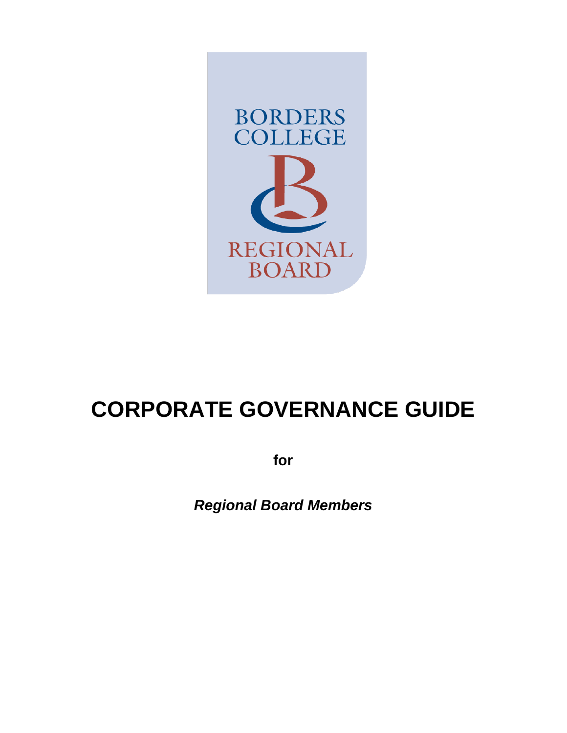BORDERS COLLEGE

REGIONAL BOARD

# CORPORATE GOVERNANCE GUIDE

**for**

***Regional Board Members***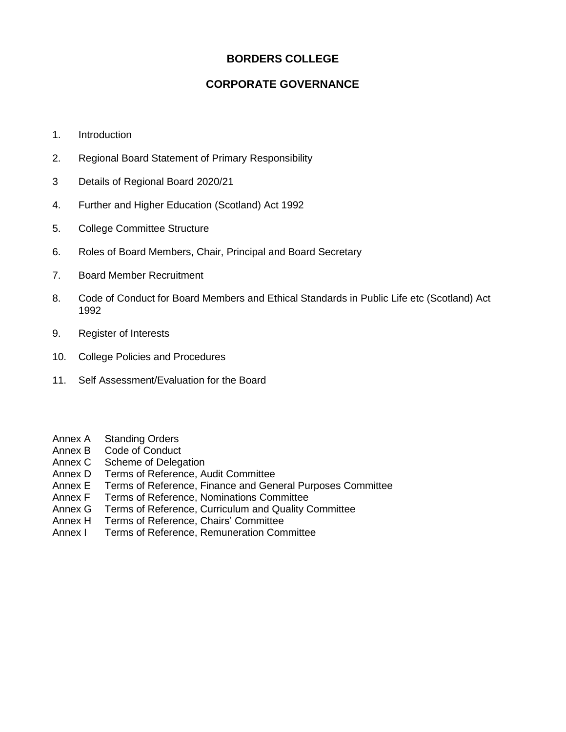# BORDERS COLLEGE

## CORPORATE GOVERNANCE

1. Introduction
2. Regional Board Statement of Primary Responsibility
3 Details of Regional Board 2020/21
4. Further and Higher Education (Scotland) Act 1992
5. College Committee Structure
6. Roles of Board Members, Chair, Principal and Board Secretary
7. Board Member Recruitment
8. Code of Conduct for Board Members and Ethical Standards in Public Life etc (Scotland) Act 1992
9. Register of Interests
10. College Policies and Procedures
11. Self Assessment/Evaluation for the Board

Annex A Standing Orders
Annex B Code of Conduct
Annex C Scheme of Delegation
Annex D Terms of Reference, Audit Committee
Annex E Terms of Reference, Finance and General Purposes Committee
Annex F Terms of Reference, Nominations Committee
Annex G Terms of Reference, Curriculum and Quality Committee
Annex H Terms of Reference, Chairs' Committee
Annex I Terms of Reference, Remuneration Committee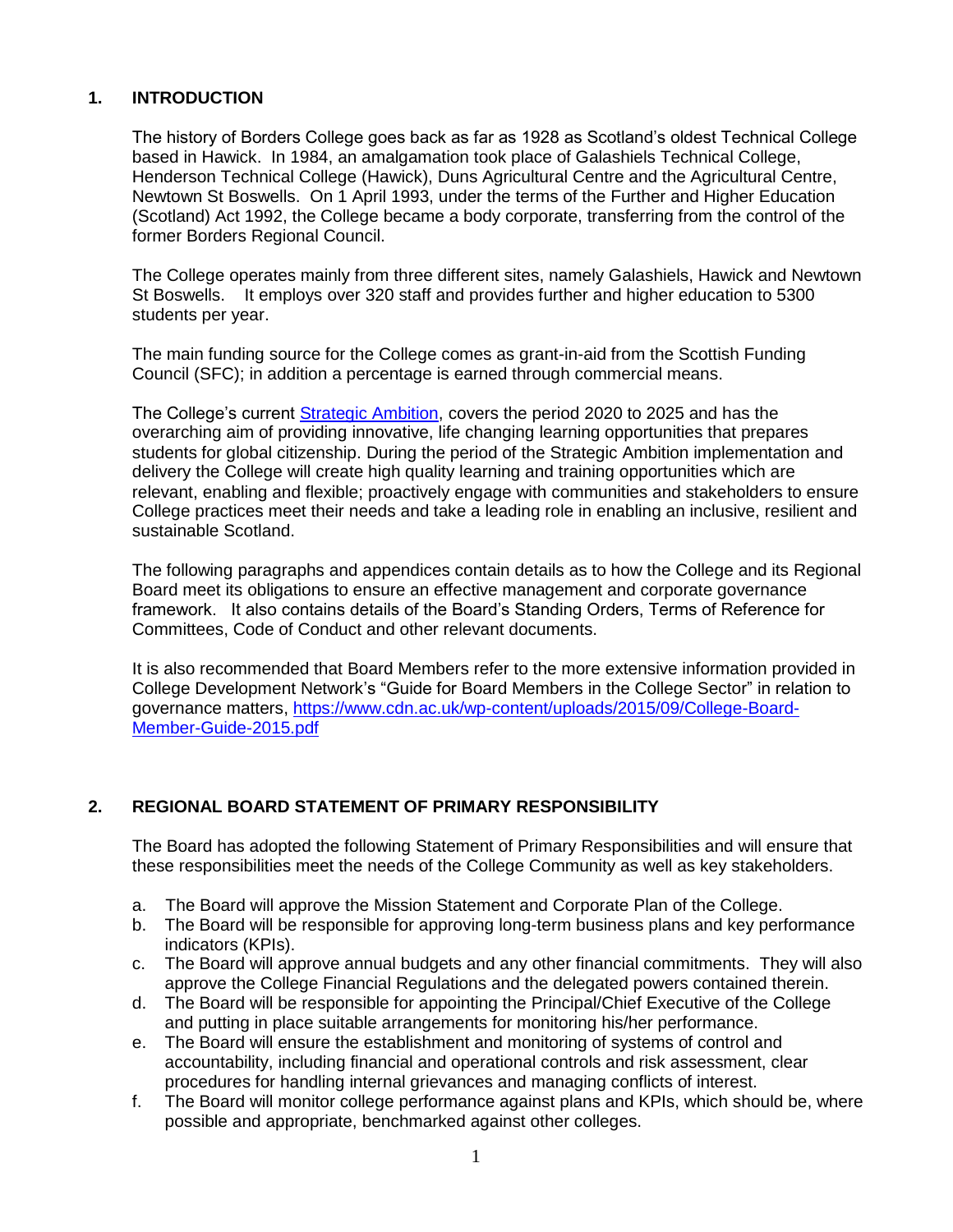## 1. INTRODUCTION

The history of Borders College goes back as far as 1928 as Scotland's oldest Technical College based in Hawick. In 1984, an amalgamation took place of Galashiels Technical College, Henderson Technical College (Hawick), Duns Agricultural Centre and the Agricultural Centre, Newtown St Boswells. On 1 April 1993, under the terms of the Further and Higher Education (Scotland) Act 1992, the College became a body corporate, transferring from the control of the former Borders Regional Council.

The College operates mainly from three different sites, namely Galashiels, Hawick and Newtown St Boswells. It employs over 320 staff and provides further and higher education to 5300 students per year.

The main funding source for the College comes as grant-in-aid from the Scottish Funding Council (SFC); in addition a percentage is earned through commercial means.

The College's current Strategic Ambition, covers the period 2020 to 2025 and has the overarching aim of providing innovative, life changing learning opportunities that prepares students for global citizenship. During the period of the Strategic Ambition implementation and delivery the College will create high quality learning and training opportunities which are relevant, enabling and flexible; proactively engage with communities and stakeholders to ensure College practices meet their needs and take a leading role in enabling an inclusive, resilient and sustainable Scotland.

The following paragraphs and appendices contain details as to how the College and its Regional Board meet its obligations to ensure an effective management and corporate governance framework. It also contains details of the Board's Standing Orders, Terms of Reference for Committees, Code of Conduct and other relevant documents.

It is also recommended that Board Members refer to the more extensive information provided in College Development Network's "Guide for Board Members in the College Sector" in relation to governance matters, https://www.cdn.ac.uk/wp-content/uploads/2015/09/College-Board-Member-Guide-2015.pdf

## 2. REGIONAL BOARD STATEMENT OF PRIMARY RESPONSIBILITY

The Board has adopted the following Statement of Primary Responsibilities and will ensure that these responsibilities meet the needs of the College Community as well as key stakeholders.

a. The Board will approve the Mission Statement and Corporate Plan of the College.
b. The Board will be responsible for approving long-term business plans and key performance indicators (KPIs).
c. The Board will approve annual budgets and any other financial commitments. They will also approve the College Financial Regulations and the delegated powers contained therein.
d. The Board will be responsible for appointing the Principal/Chief Executive of the College and putting in place suitable arrangements for monitoring his/her performance.
e. The Board will ensure the establishment and monitoring of systems of control and accountability, including financial and operational controls and risk assessment, clear procedures for handling internal grievances and managing conflicts of interest.
f. The Board will monitor college performance against plans and KPIs, which should be, where possible and appropriate, benchmarked against other colleges.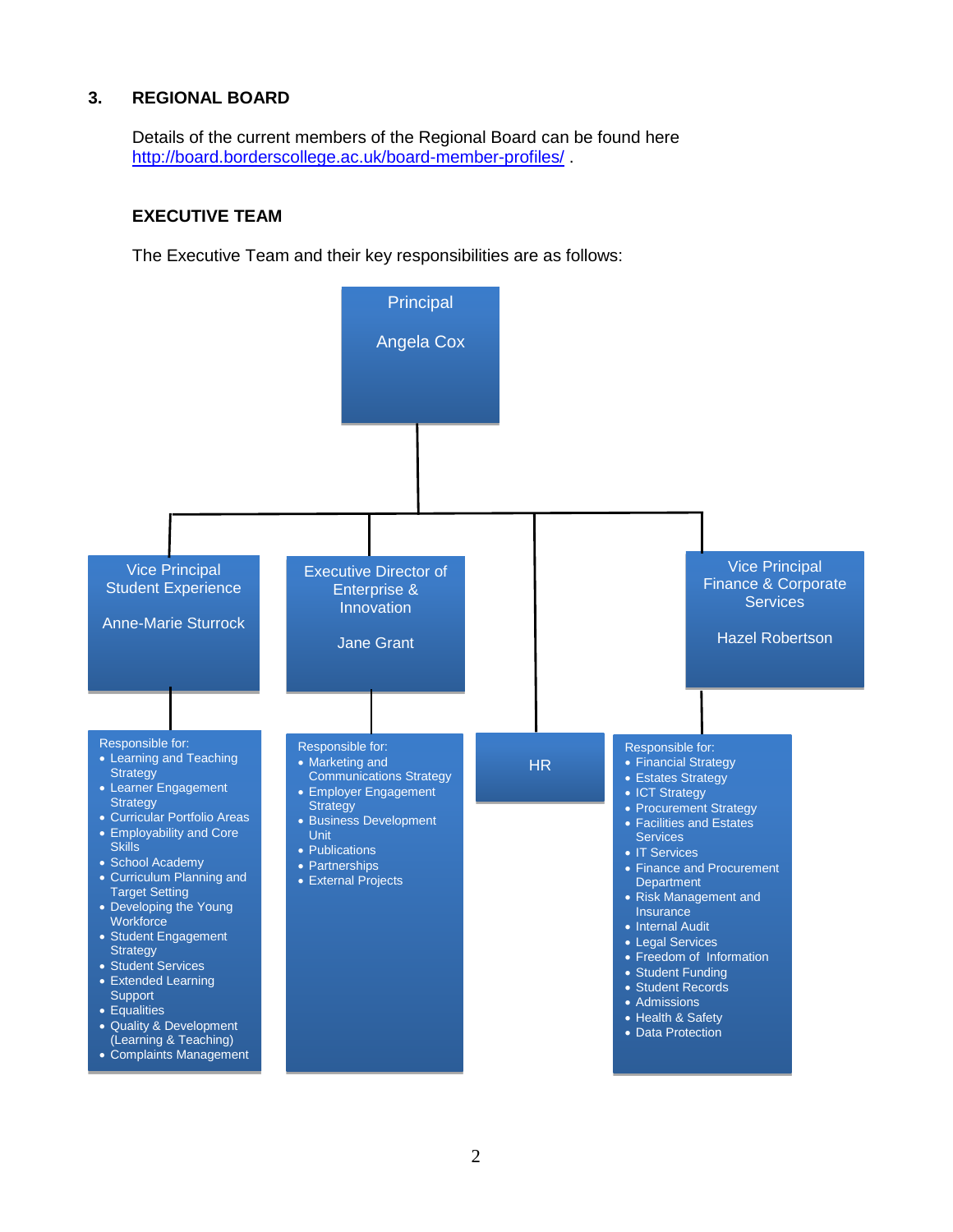## 3. REGIONAL BOARD

Details of the current members of the Regional Board can be found here [http://board.borderscollege.ac.uk/board-member-profiles/](http://board.borderscollege.ac.uk/board-member-profiles/) .

### EXECUTIVE TEAM

The Executive Team and their key responsibilities are as follows:

**Principal**

**Angela Cox**

**Vice Principal Student Experience**

**Anne-Marie Sturrock**

Responsible for:

- Learning and Teaching Strategy
- Learner Engagement Strategy
- Curricular Portfolio Areas
- Employability and Core Skills
- School Academy
- Curriculum Planning and Target Setting
- Developing the Young Workforce
- Student Engagement Strategy
- Student Services
- Extended Learning Support
- Equalities
- Quality & Development (Learning & Teaching)
- Complaints Management

**Executive Director of Enterprise & Innovation**

**Jane Grant**

Responsible for:

- Marketing and Communications Strategy
- Employer Engagement Strategy
- Business Development Unit
- Publications
- Partnerships
- External Projects

**HR**

**Vice Principal Finance & Corporate Services**

**Hazel Robertson**

Responsible for:

- Financial Strategy
- Estates Strategy
- ICT Strategy
- Procurement Strategy
- Facilities and Estates Services
- IT Services
- Finance and Procurement Department
- Risk Management and Insurance
- Internal Audit
- Legal Services
- Freedom of Information
- Student Funding
- Student Records
- Admissions
- Health & Safety
- Data Protection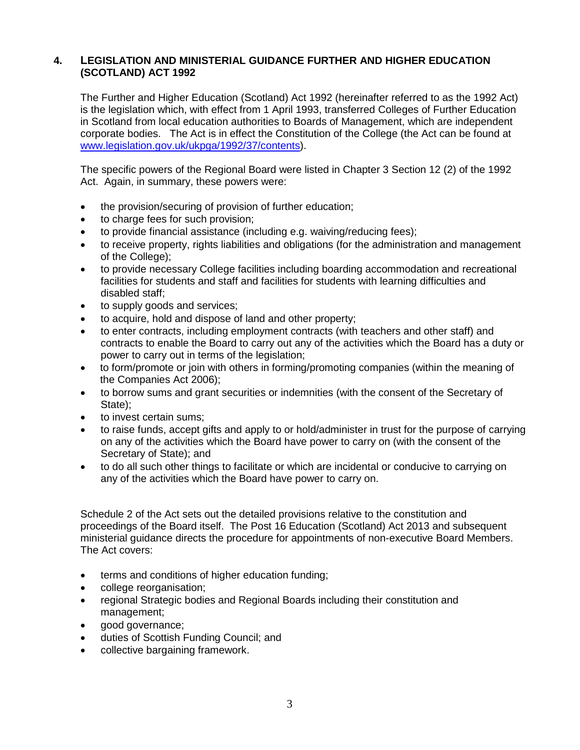## 4. LEGISLATION AND MINISTERIAL GUIDANCE FURTHER AND HIGHER EDUCATION (SCOTLAND) ACT 1992

The Further and Higher Education (Scotland) Act 1992 (hereinafter referred to as the 1992 Act) is the legislation which, with effect from 1 April 1993, transferred Colleges of Further Education in Scotland from local education authorities to Boards of Management, which are independent corporate bodies. The Act is in effect the Constitution of the College (the Act can be found at www.legislation.gov.uk/ukpga/1992/37/contents).

The specific powers of the Regional Board were listed in Chapter 3 Section 12 (2) of the 1992 Act. Again, in summary, these powers were:

- the provision/securing of provision of further education;
- to charge fees for such provision;
- to provide financial assistance (including e.g. waiving/reducing fees);
- to receive property, rights liabilities and obligations (for the administration and management of the College);
- to provide necessary College facilities including boarding accommodation and recreational facilities for students and staff and facilities for students with learning difficulties and disabled staff;
- to supply goods and services;
- to acquire, hold and dispose of land and other property;
- to enter contracts, including employment contracts (with teachers and other staff) and contracts to enable the Board to carry out any of the activities which the Board has a duty or power to carry out in terms of the legislation;
- to form/promote or join with others in forming/promoting companies (within the meaning of the Companies Act 2006);
- to borrow sums and grant securities or indemnities (with the consent of the Secretary of State);
- to invest certain sums;
- to raise funds, accept gifts and apply to or hold/administer in trust for the purpose of carrying on any of the activities which the Board have power to carry on (with the consent of the Secretary of State); and
- to do all such other things to facilitate or which are incidental or conducive to carrying on any of the activities which the Board have power to carry on.

Schedule 2 of the Act sets out the detailed provisions relative to the constitution and proceedings of the Board itself. The Post 16 Education (Scotland) Act 2013 and subsequent ministerial guidance directs the procedure for appointments of non-executive Board Members. The Act covers:

- terms and conditions of higher education funding;
- college reorganisation;
- regional Strategic bodies and Regional Boards including their constitution and management;
- good governance;
- duties of Scottish Funding Council; and
- collective bargaining framework.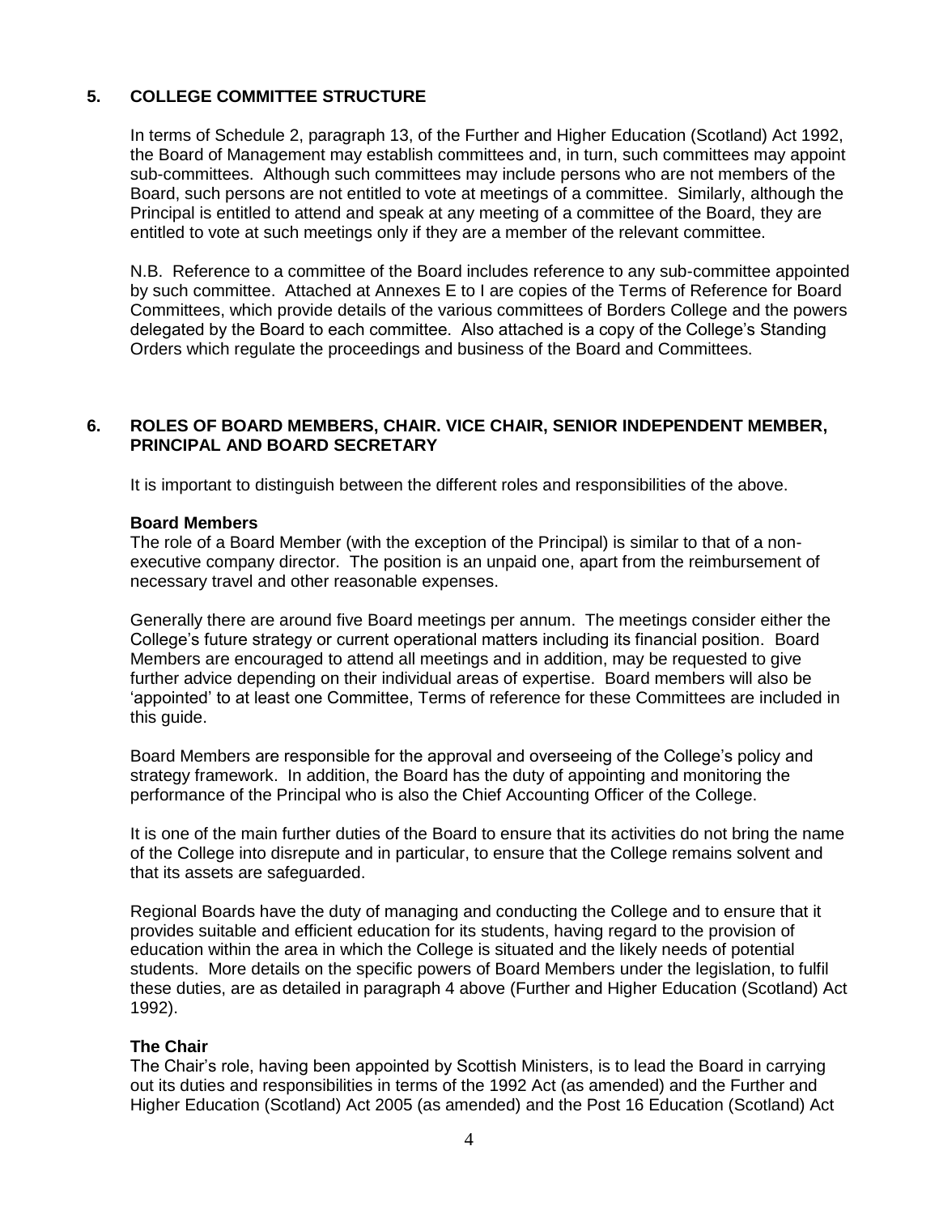## 5. COLLEGE COMMITTEE STRUCTURE

In terms of Schedule 2, paragraph 13, of the Further and Higher Education (Scotland) Act 1992, the Board of Management may establish committees and, in turn, such committees may appoint sub-committees. Although such committees may include persons who are not members of the Board, such persons are not entitled to vote at meetings of a committee. Similarly, although the Principal is entitled to attend and speak at any meeting of a committee of the Board, they are entitled to vote at such meetings only if they are a member of the relevant committee.

N.B. Reference to a committee of the Board includes reference to any sub-committee appointed by such committee. Attached at Annexes E to I are copies of the Terms of Reference for Board Committees, which provide details of the various committees of Borders College and the powers delegated by the Board to each committee. Also attached is a copy of the College's Standing Orders which regulate the proceedings and business of the Board and Committees.

## 6. ROLES OF BOARD MEMBERS, CHAIR. VICE CHAIR, SENIOR INDEPENDENT MEMBER, PRINCIPAL AND BOARD SECRETARY

It is important to distinguish between the different roles and responsibilities of the above.

**Board Members**

The role of a Board Member (with the exception of the Principal) is similar to that of a non-executive company director. The position is an unpaid one, apart from the reimbursement of necessary travel and other reasonable expenses.

Generally there are around five Board meetings per annum. The meetings consider either the College's future strategy or current operational matters including its financial position. Board Members are encouraged to attend all meetings and in addition, may be requested to give further advice depending on their individual areas of expertise. Board members will also be 'appointed' to at least one Committee, Terms of reference for these Committees are included in this guide.

Board Members are responsible for the approval and overseeing of the College's policy and strategy framework. In addition, the Board has the duty of appointing and monitoring the performance of the Principal who is also the Chief Accounting Officer of the College.

It is one of the main further duties of the Board to ensure that its activities do not bring the name of the College into disrepute and in particular, to ensure that the College remains solvent and that its assets are safeguarded.

Regional Boards have the duty of managing and conducting the College and to ensure that it provides suitable and efficient education for its students, having regard to the provision of education within the area in which the College is situated and the likely needs of potential students. More details on the specific powers of Board Members under the legislation, to fulfil these duties, are as detailed in paragraph 4 above (Further and Higher Education (Scotland) Act 1992).

**The Chair**

The Chair's role, having been appointed by Scottish Ministers, is to lead the Board in carrying out its duties and responsibilities in terms of the 1992 Act (as amended) and the Further and Higher Education (Scotland) Act 2005 (as amended) and the Post 16 Education (Scotland) Act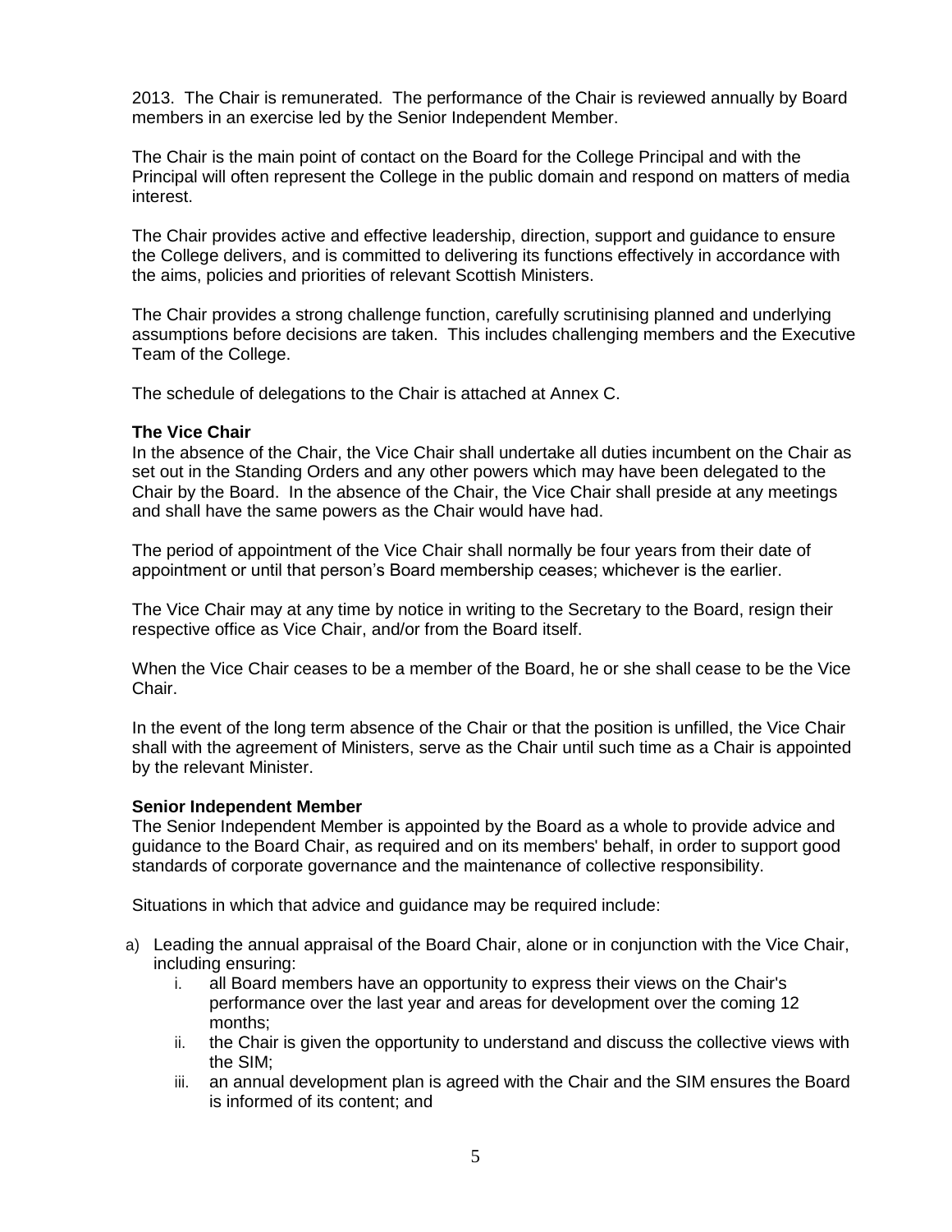2013. The Chair is remunerated. The performance of the Chair is reviewed annually by Board members in an exercise led by the Senior Independent Member.

The Chair is the main point of contact on the Board for the College Principal and with the Principal will often represent the College in the public domain and respond on matters of media interest.

The Chair provides active and effective leadership, direction, support and guidance to ensure the College delivers, and is committed to delivering its functions effectively in accordance with the aims, policies and priorities of relevant Scottish Ministers.

The Chair provides a strong challenge function, carefully scrutinising planned and underlying assumptions before decisions are taken. This includes challenging members and the Executive Team of the College.

The schedule of delegations to the Chair is attached at Annex C.

**The Vice Chair**

In the absence of the Chair, the Vice Chair shall undertake all duties incumbent on the Chair as set out in the Standing Orders and any other powers which may have been delegated to the Chair by the Board. In the absence of the Chair, the Vice Chair shall preside at any meetings and shall have the same powers as the Chair would have had.

The period of appointment of the Vice Chair shall normally be four years from their date of appointment or until that person's Board membership ceases; whichever is the earlier.

The Vice Chair may at any time by notice in writing to the Secretary to the Board, resign their respective office as Vice Chair, and/or from the Board itself.

When the Vice Chair ceases to be a member of the Board, he or she shall cease to be the Vice Chair.

In the event of the long term absence of the Chair or that the position is unfilled, the Vice Chair shall with the agreement of Ministers, serve as the Chair until such time as a Chair is appointed by the relevant Minister.

**Senior Independent Member**

The Senior Independent Member is appointed by the Board as a whole to provide advice and guidance to the Board Chair, as required and on its members' behalf, in order to support good standards of corporate governance and the maintenance of collective responsibility.

Situations in which that advice and guidance may be required include:

a) Leading the annual appraisal of the Board Chair, alone or in conjunction with the Vice Chair, including ensuring:
   i. all Board members have an opportunity to express their views on the Chair's performance over the last year and areas for development over the coming 12 months;
   ii. the Chair is given the opportunity to understand and discuss the collective views with the SIM;
   iii. an annual development plan is agreed with the Chair and the SIM ensures the Board is informed of its content; and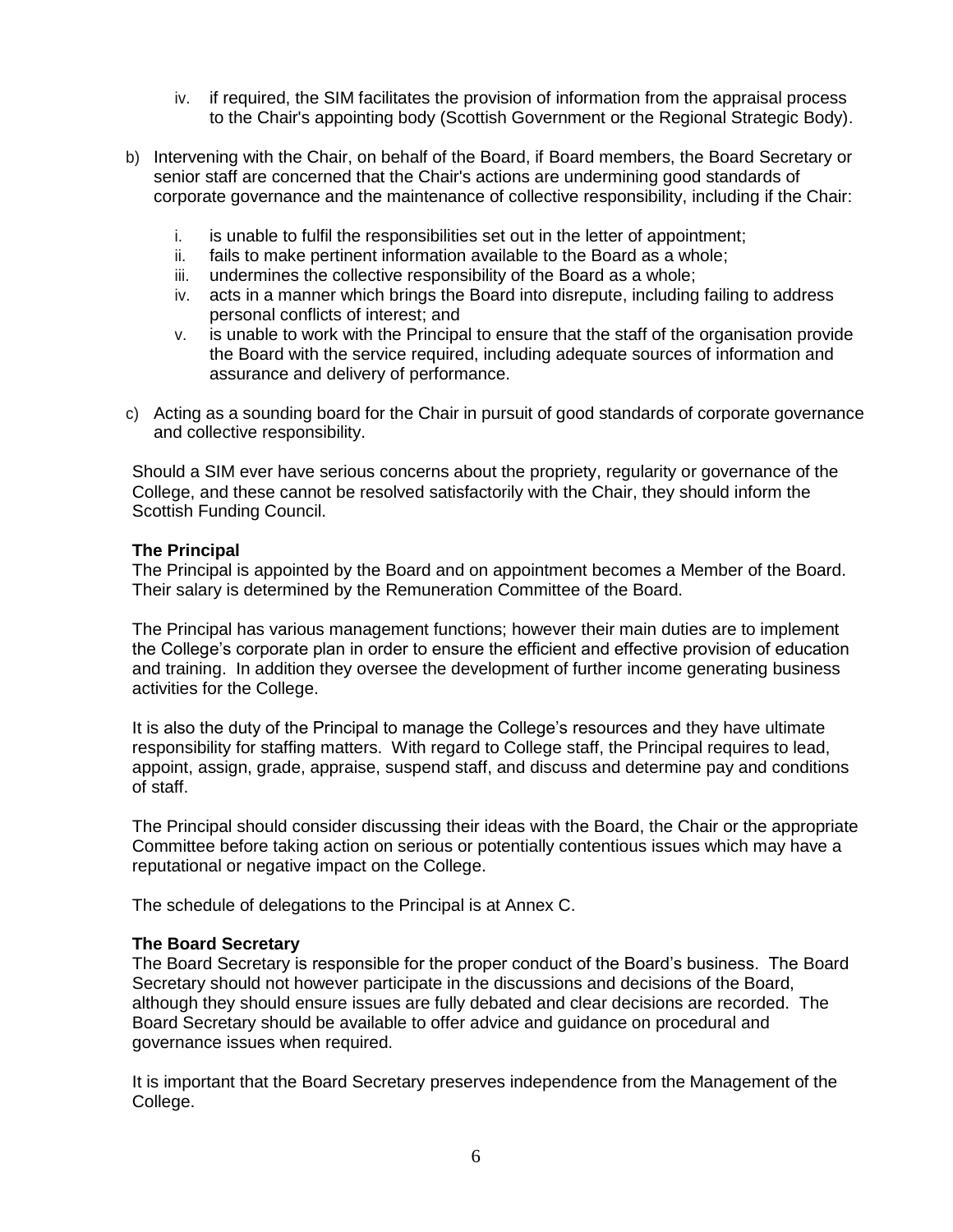iv. if required, the SIM facilitates the provision of information from the appraisal process to the Chair's appointing body (Scottish Government or the Regional Strategic Body).

b) Intervening with the Chair, on behalf of the Board, if Board members, the Board Secretary or senior staff are concerned that the Chair's actions are undermining good standards of corporate governance and the maintenance of collective responsibility, including if the Chair:

   i. is unable to fulfil the responsibilities set out in the letter of appointment;
   ii. fails to make pertinent information available to the Board as a whole;
   iii. undermines the collective responsibility of the Board as a whole;
   iv. acts in a manner which brings the Board into disrepute, including failing to address personal conflicts of interest; and
   v. is unable to work with the Principal to ensure that the staff of the organisation provide the Board with the service required, including adequate sources of information and assurance and delivery of performance.

c) Acting as a sounding board for the Chair in pursuit of good standards of corporate governance and collective responsibility.

Should a SIM ever have serious concerns about the propriety, regularity or governance of the College, and these cannot be resolved satisfactorily with the Chair, they should inform the Scottish Funding Council.

**The Principal**
The Principal is appointed by the Board and on appointment becomes a Member of the Board. Their salary is determined by the Remuneration Committee of the Board.

The Principal has various management functions; however their main duties are to implement the College's corporate plan in order to ensure the efficient and effective provision of education and training. In addition they oversee the development of further income generating business activities for the College.

It is also the duty of the Principal to manage the College's resources and they have ultimate responsibility for staffing matters. With regard to College staff, the Principal requires to lead, appoint, assign, grade, appraise, suspend staff, and discuss and determine pay and conditions of staff.

The Principal should consider discussing their ideas with the Board, the Chair or the appropriate Committee before taking action on serious or potentially contentious issues which may have a reputational or negative impact on the College.

The schedule of delegations to the Principal is at Annex C.

**The Board Secretary**
The Board Secretary is responsible for the proper conduct of the Board's business. The Board Secretary should not however participate in the discussions and decisions of the Board, although they should ensure issues are fully debated and clear decisions are recorded. The Board Secretary should be available to offer advice and guidance on procedural and governance issues when required.

It is important that the Board Secretary preserves independence from the Management of the College.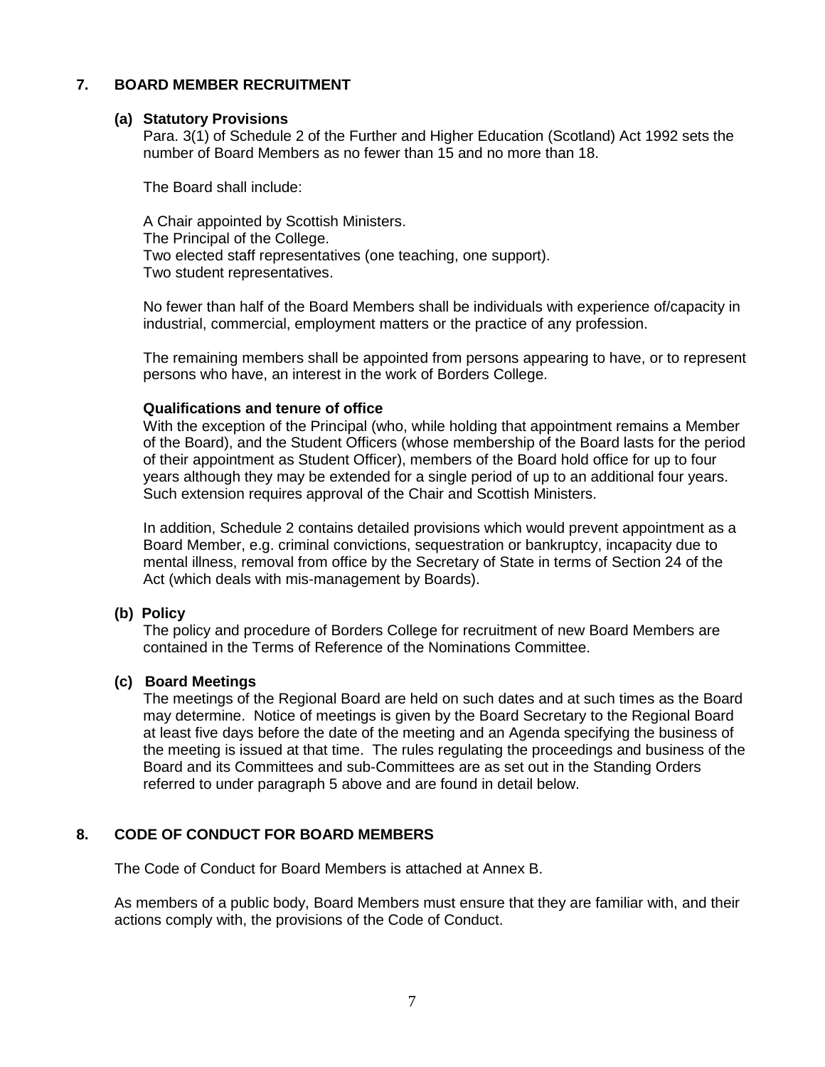## 7. BOARD MEMBER RECRUITMENT

### (a) Statutory Provisions

Para. 3(1) of Schedule 2 of the Further and Higher Education (Scotland) Act 1992 sets the number of Board Members as no fewer than 15 and no more than 18.

The Board shall include:

A Chair appointed by Scottish Ministers.
The Principal of the College.
Two elected staff representatives (one teaching, one support).
Two student representatives.

No fewer than half of the Board Members shall be individuals with experience of/capacity in industrial, commercial, employment matters or the practice of any profession.

The remaining members shall be appointed from persons appearing to have, or to represent persons who have, an interest in the work of Borders College.

**Qualifications and tenure of office**

With the exception of the Principal (who, while holding that appointment remains a Member of the Board), and the Student Officers (whose membership of the Board lasts for the period of their appointment as Student Officer), members of the Board hold office for up to four years although they may be extended for a single period of up to an additional four years. Such extension requires approval of the Chair and Scottish Ministers.

In addition, Schedule 2 contains detailed provisions which would prevent appointment as a Board Member, e.g. criminal convictions, sequestration or bankruptcy, incapacity due to mental illness, removal from office by the Secretary of State in terms of Section 24 of the Act (which deals with mis-management by Boards).

### (b) Policy

The policy and procedure of Borders College for recruitment of new Board Members are contained in the Terms of Reference of the Nominations Committee.

### (c) Board Meetings

The meetings of the Regional Board are held on such dates and at such times as the Board may determine. Notice of meetings is given by the Board Secretary to the Regional Board at least five days before the date of the meeting and an Agenda specifying the business of the meeting is issued at that time. The rules regulating the proceedings and business of the Board and its Committees and sub-Committees are as set out in the Standing Orders referred to under paragraph 5 above and are found in detail below.

## 8. CODE OF CONDUCT FOR BOARD MEMBERS

The Code of Conduct for Board Members is attached at Annex B.

As members of a public body, Board Members must ensure that they are familiar with, and their actions comply with, the provisions of the Code of Conduct.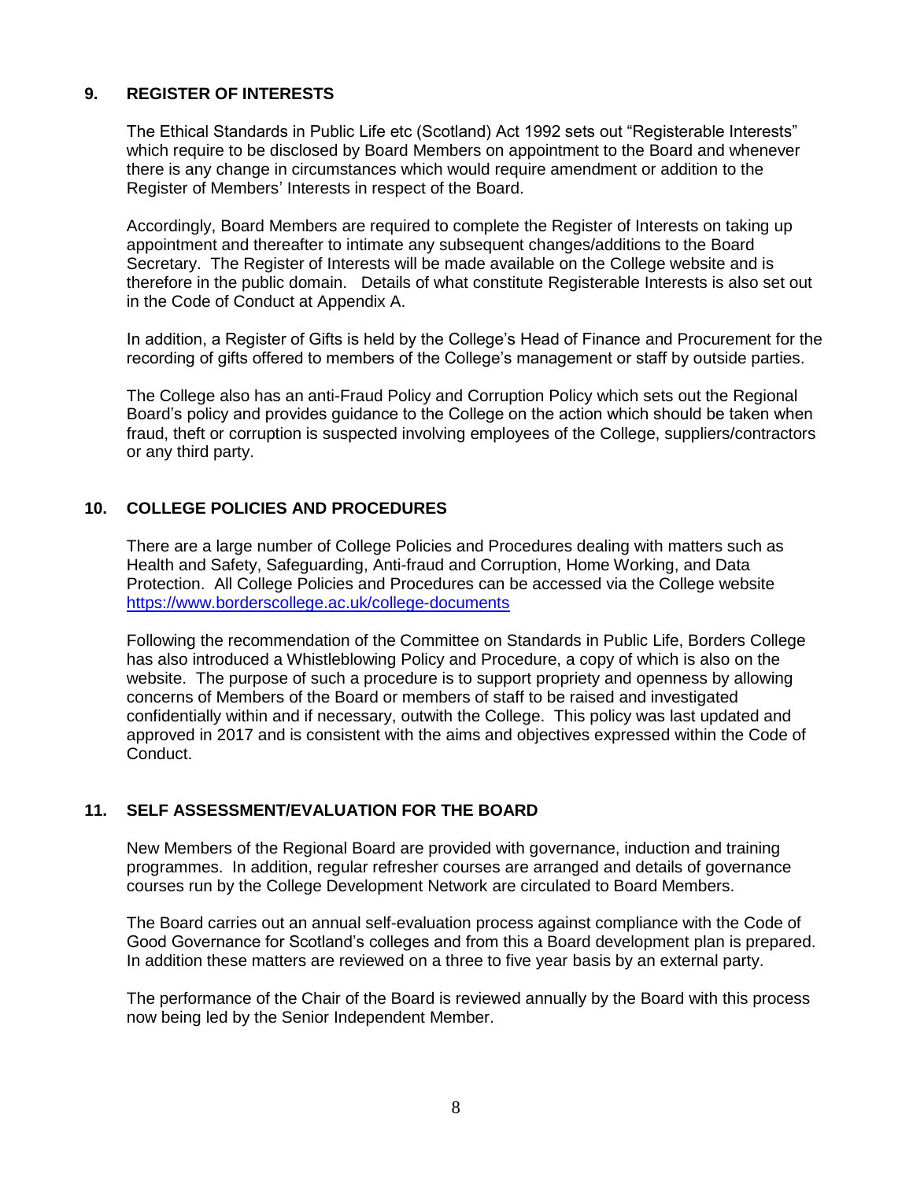## 9. REGISTER OF INTERESTS

The Ethical Standards in Public Life etc (Scotland) Act 1992 sets out "Registerable Interests" which require to be disclosed by Board Members on appointment to the Board and whenever there is any change in circumstances which would require amendment or addition to the Register of Members' Interests in respect of the Board.

Accordingly, Board Members are required to complete the Register of Interests on taking up appointment and thereafter to intimate any subsequent changes/additions to the Board Secretary. The Register of Interests will be made available on the College website and is therefore in the public domain. Details of what constitute Registerable Interests is also set out in the Code of Conduct at Appendix A.

In addition, a Register of Gifts is held by the College's Head of Finance and Procurement for the recording of gifts offered to members of the College's management or staff by outside parties.

The College also has an anti-Fraud Policy and Corruption Policy which sets out the Regional Board's policy and provides guidance to the College on the action which should be taken when fraud, theft or corruption is suspected involving employees of the College, suppliers/contractors or any third party.

## 10. COLLEGE POLICIES AND PROCEDURES

There are a large number of College Policies and Procedures dealing with matters such as Health and Safety, Safeguarding, Anti-fraud and Corruption, Home Working, and Data Protection. All College Policies and Procedures can be accessed via the College website https://www.borderscollege.ac.uk/college-documents

Following the recommendation of the Committee on Standards in Public Life, Borders College has also introduced a Whistleblowing Policy and Procedure, a copy of which is also on the website. The purpose of such a procedure is to support propriety and openness by allowing concerns of Members of the Board or members of staff to be raised and investigated confidentially within and if necessary, outwith the College. This policy was last updated and approved in 2017 and is consistent with the aims and objectives expressed within the Code of Conduct.

## 11. SELF ASSESSMENT/EVALUATION FOR THE BOARD

New Members of the Regional Board are provided with governance, induction and training programmes. In addition, regular refresher courses are arranged and details of governance courses run by the College Development Network are circulated to Board Members.

The Board carries out an annual self-evaluation process against compliance with the Code of Good Governance for Scotland's colleges and from this a Board development plan is prepared. In addition these matters are reviewed on a three to five year basis by an external party.

The performance of the Chair of the Board is reviewed annually by the Board with this process now being led by the Senior Independent Member.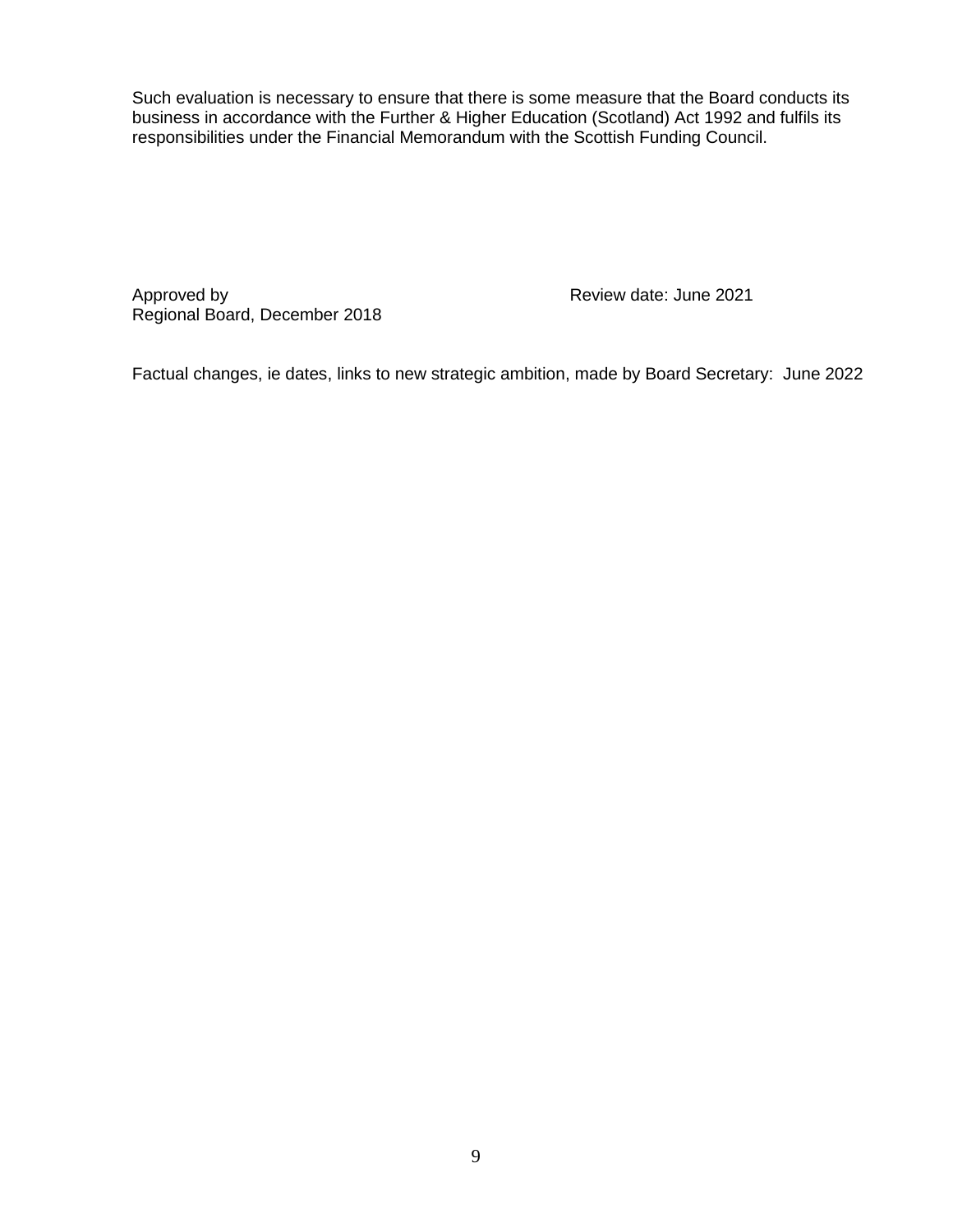Such evaluation is necessary to ensure that there is some measure that the Board conducts its business in accordance with the Further & Higher Education (Scotland) Act 1992 and fulfils its responsibilities under the Financial Memorandum with the Scottish Funding Council.

Approved by
Regional Board, December 2018

Review date: June 2021

Factual changes, ie dates, links to new strategic ambition, made by Board Secretary: June 2022